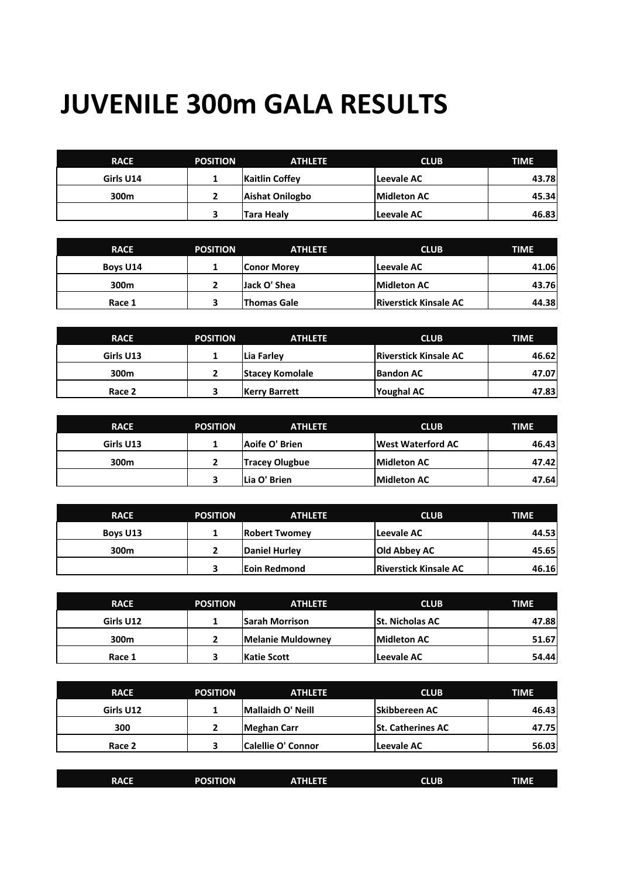# JUVENILE 300m GALA RESULTS

| RACE | POSITION | ATHLETE | CLUB | TIME |
|---|---|---|---|---|
| Girls U14 | 1 | Kaitlin Coffey | Leevale AC | 43.78 |
| 300m | 2 | Aishat Onilogbo | Midleton AC | 45.34 |
| | 3 | Tara Healy | Leevale AC | 46.83 |

| RACE | POSITION | ATHLETE | CLUB | TIME |
|---|---|---|---|---|
| Boys U14 | 1 | Conor Morey | Leevale AC | 41.06 |
| 300m | 2 | Jack O' Shea | Midleton AC | 43.76 |
| Race 1 | 3 | Thomas Gale | Riverstick Kinsale AC | 44.38 |

| RACE | POSITION | ATHLETE | CLUB | TIME |
|---|---|---|---|---|
| Girls U13 | 1 | Lia Farley | Riverstick Kinsale AC | 46.62 |
| 300m | 2 | Stacey Komolale | Bandon AC | 47.07 |
| Race 2 | 3 | Kerry Barrett | Youghal AC | 47.83 |

| RACE | POSITION | ATHLETE | CLUB | TIME |
|---|---|---|---|---|
| Girls U13 | 1 | Aoife O' Brien | West Waterford AC | 46.43 |
| 300m | 2 | Tracey Olugbue | Midleton AC | 47.42 |
| | 3 | Lia O' Brien | Midleton AC | 47.64 |

| RACE | POSITION | ATHLETE | CLUB | TIME |
|---|---|---|---|---|
| Boys U13 | 1 | Robert Twomey | Leevale AC | 44.53 |
| 300m | 2 | Daniel Hurley | Old Abbey AC | 45.65 |
| | 3 | Eoin Redmond | Riverstick Kinsale AC | 46.16 |

| RACE | POSITION | ATHLETE | CLUB | TIME |
|---|---|---|---|---|
| Girls U12 | 1 | Sarah Morrison | St. Nicholas AC | 47.88 |
| 300m | 2 | Melanie Muldowney | Midleton AC | 51.67 |
| Race 1 | 3 | Katie Scott | Leevale AC | 54.44 |

| RACE | POSITION | ATHLETE | CLUB | TIME |
|---|---|---|---|---|
| Girls U12 | 1 | Mallaidh O' Neill | Skibbereen AC | 46.43 |
| 300 | 2 | Meghan Carr | St. Catherines AC | 47.75 |
| Race 2 | 3 | Calellie O' Connor | Leevale AC | 56.03 |

| RACE | POSITION | ATHLETE | CLUB | TIME |
|---|---|---|---|---|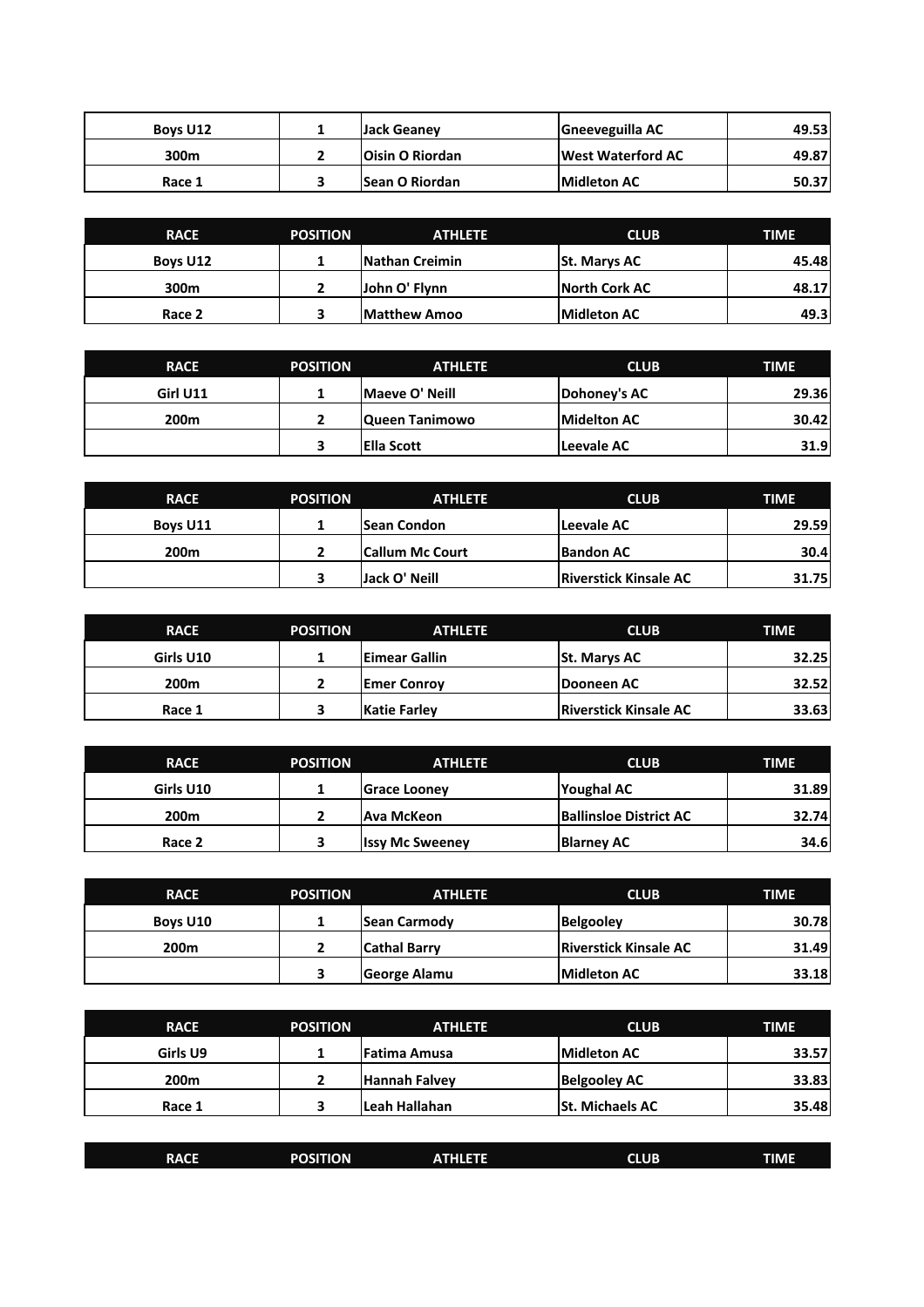| | | | | |
|---|---|---|---|---|
| Boys U12 | 1 | Jack Geaney | Gneeveguilla AC | 49.53 |
| 300m | 2 | Oisin O Riordan | West Waterford AC | 49.87 |
| Race 1 | 3 | Sean O Riordan | Midleton AC | 50.37 |

| RACE | POSITION | ATHLETE | CLUB | TIME |
|---|---|---|---|---|
| Boys U12 | 1 | Nathan Creimin | St. Marys AC | 45.48 |
| 300m | 2 | John O' Flynn | North Cork AC | 48.17 |
| Race 2 | 3 | Matthew Amoo | Midleton AC | 49.3 |

| RACE | POSITION | ATHLETE | CLUB | TIME |
|---|---|---|---|---|
| Girl U11 | 1 | Maeve O' Neill | Dohoney's AC | 29.36 |
| 200m | 2 | Queen Tanimowo | Midelton AC | 30.42 |
| | 3 | Ella Scott | Leevale AC | 31.9 |

| RACE | POSITION | ATHLETE | CLUB | TIME |
|---|---|---|---|---|
| Boys U11 | 1 | Sean Condon | Leevale AC | 29.59 |
| 200m | 2 | Callum Mc Court | Bandon AC | 30.4 |
| | 3 | Jack O' Neill | Riverstick Kinsale AC | 31.75 |

| RACE | POSITION | ATHLETE | CLUB | TIME |
|---|---|---|---|---|
| Girls U10 | 1 | Eimear Gallin | St. Marys AC | 32.25 |
| 200m | 2 | Emer Conroy | Dooneen AC | 32.52 |
| Race 1 | 3 | Katie Farley | Riverstick Kinsale AC | 33.63 |

| RACE | POSITION | ATHLETE | CLUB | TIME |
|---|---|---|---|---|
| Girls U10 | 1 | Grace Looney | Youghal AC | 31.89 |
| 200m | 2 | Ava McKeon | Ballinsloe District AC | 32.74 |
| Race 2 | 3 | Issy Mc Sweeney | Blarney AC | 34.6 |

| RACE | POSITION | ATHLETE | CLUB | TIME |
|---|---|---|---|---|
| Boys U10 | 1 | Sean Carmody | Belgooley | 30.78 |
| 200m | 2 | Cathal Barry | Riverstick Kinsale AC | 31.49 |
| | 3 | George Alamu | Midleton AC | 33.18 |

| RACE | POSITION | ATHLETE | CLUB | TIME |
|---|---|---|---|---|
| Girls U9 | 1 | Fatima Amusa | Midleton AC | 33.57 |
| 200m | 2 | Hannah Falvey | Belgooley AC | 33.83 |
| Race 1 | 3 | Leah Hallahan | St. Michaels AC | 35.48 |

| RACE | POSITION | ATHLETE | CLUB | TIME |
|---|---|---|---|---|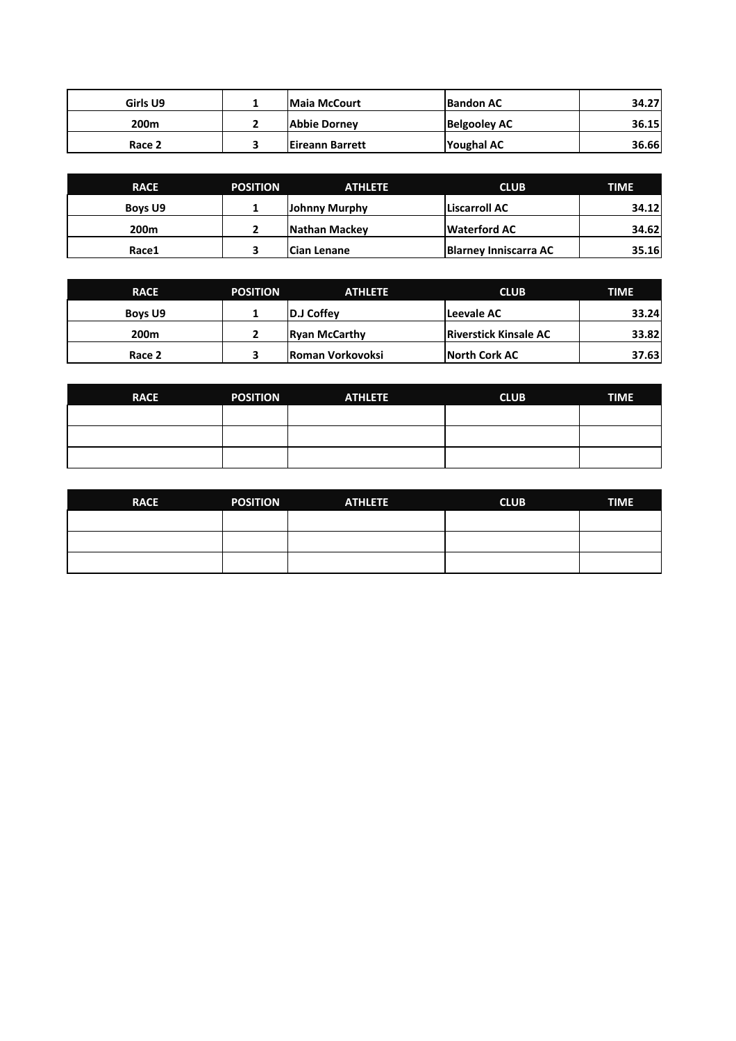| | | | | |
|---|---|---|---|---|
| Girls U9 | 1 | Maia McCourt | Bandon AC | 34.27 |
| 200m | 2 | Abbie Dorney | Belgooley AC | 36.15 |
| Race 2 | 3 | Eireann Barrett | Youghal AC | 36.66 |

| RACE | POSITION | ATHLETE | CLUB | TIME |
|---|---|---|---|---|
| Boys U9 | 1 | Johnny Murphy | Liscarroll AC | 34.12 |
| 200m | 2 | Nathan Mackey | Waterford AC | 34.62 |
| Race1 | 3 | Cian Lenane | Blarney Inniscarra AC | 35.16 |

| RACE | POSITION | ATHLETE | CLUB | TIME |
|---|---|---|---|---|
| Boys U9 | 1 | D.J Coffey | Leevale AC | 33.24 |
| 200m | 2 | Ryan McCarthy | Riverstick Kinsale AC | 33.82 |
| Race 2 | 3 | Roman Vorkovoksi | North Cork AC | 37.63 |

| RACE | POSITION | ATHLETE | CLUB | TIME |
|---|---|---|---|---|
| | | | | |
| | | | | |
| | | | | |

| RACE | POSITION | ATHLETE | CLUB | TIME |
|---|---|---|---|---|
| | | | | |
| | | | | |
| | | | | |